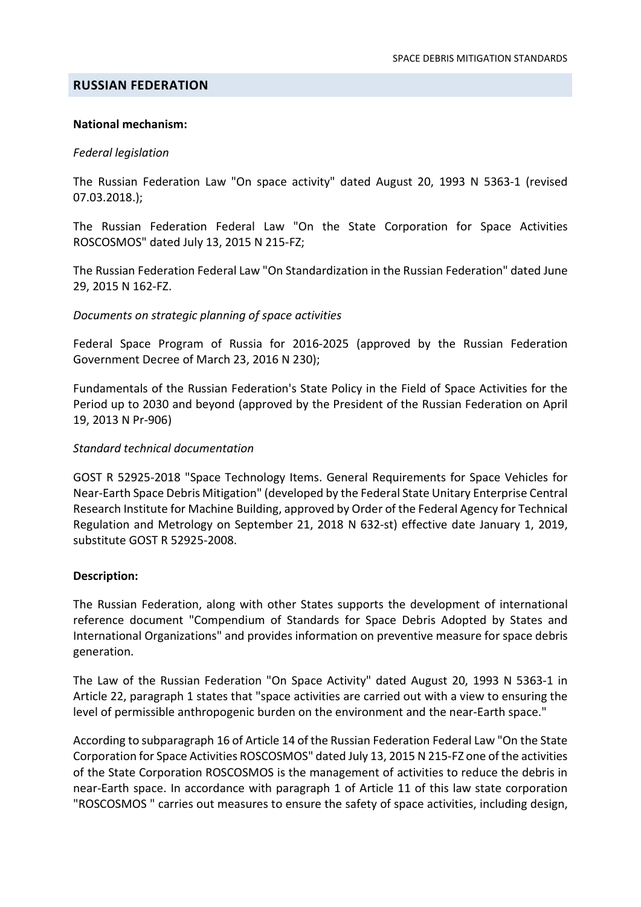## RUSSIAN FEDERATION

**National mechanism:**

*Federal legislation*

The Russian Federation Law "On space activity" dated August 20, 1993 N 5363-1 (revised 07.03.2018.);

The Russian Federation Federal Law "On the State Corporation for Space Activities ROSCOSMOS" dated July 13, 2015 N 215-FZ;

The Russian Federation Federal Law "On Standardization in the Russian Federation" dated June 29, 2015 N 162-FZ.

*Documents on strategic planning of space activities*

Federal Space Program of Russia for 2016-2025 (approved by the Russian Federation Government Decree of March 23, 2016 N 230);

Fundamentals of the Russian Federation's State Policy in the Field of Space Activities for the Period up to 2030 and beyond (approved by the President of the Russian Federation on April 19, 2013 N Pr-906)

*Standard technical documentation*

GOST R 52925-2018 "Space Technology Items. General Requirements for Space Vehicles for Near-Earth Space Debris Mitigation" (developed by the Federal State Unitary Enterprise Central Research Institute for Machine Building, approved by Order of the Federal Agency for Technical Regulation and Metrology on September 21, 2018 N 632-st) effective date January 1, 2019, substitute GOST R 52925-2008.

**Description:**

The Russian Federation, along with other States supports the development of international reference document "Compendium of Standards for Space Debris Adopted by States and International Organizations" and provides information on preventive measure for space debris generation.

The Law of the Russian Federation "On Space Activity" dated August 20, 1993 N 5363-1 in Article 22, paragraph 1 states that "space activities are carried out with a view to ensuring the level of permissible anthropogenic burden on the environment and the near-Earth space."

According to subparagraph 16 of Article 14 of the Russian Federation Federal Law "On the State Corporation for Space Activities ROSCOSMOS" dated July 13, 2015 N 215-FZ one of the activities of the State Corporation ROSCOSMOS is the management of activities to reduce the debris in near-Earth space. In accordance with paragraph 1 of Article 11 of this law state corporation "ROSCOSMOS " carries out measures to ensure the safety of space activities, including design,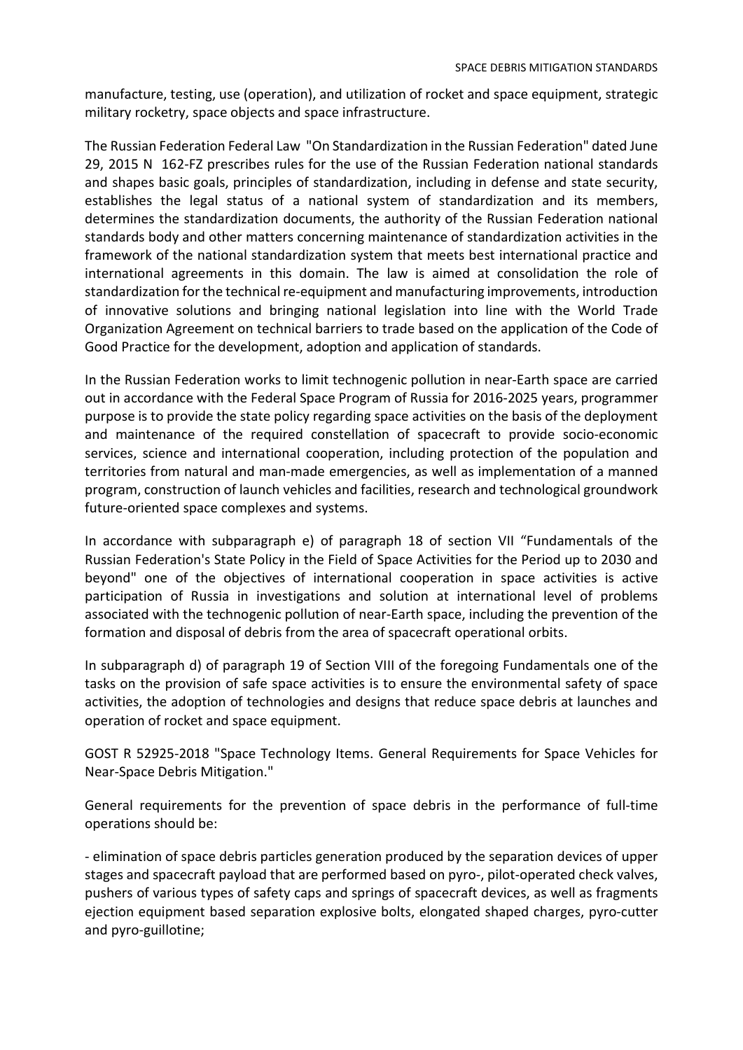manufacture, testing, use (operation), and utilization of rocket and space equipment, strategic military rocketry, space objects and space infrastructure.

The Russian Federation Federal Law "On Standardization in the Russian Federation" dated June 29, 2015 N 162-FZ prescribes rules for the use of the Russian Federation national standards and shapes basic goals, principles of standardization, including in defense and state security, establishes the legal status of a national system of standardization and its members, determines the standardization documents, the authority of the Russian Federation national standards body and other matters concerning maintenance of standardization activities in the framework of the national standardization system that meets best international practice and international agreements in this domain. The law is aimed at consolidation the role of standardization for the technical re-equipment and manufacturing improvements, introduction of innovative solutions and bringing national legislation into line with the World Trade Organization Agreement on technical barriers to trade based on the application of the Code of Good Practice for the development, adoption and application of standards.

In the Russian Federation works to limit technogenic pollution in near-Earth space are carried out in accordance with the Federal Space Program of Russia for 2016-2025 years, programmer purpose is to provide the state policy regarding space activities on the basis of the deployment and maintenance of the required constellation of spacecraft to provide socio-economic services, science and international cooperation, including protection of the population and territories from natural and man-made emergencies, as well as implementation of a manned program, construction of launch vehicles and facilities, research and technological groundwork future-oriented space complexes and systems.

In accordance with subparagraph e) of paragraph 18 of section VII "Fundamentals of the Russian Federation's State Policy in the Field of Space Activities for the Period up to 2030 and beyond" one of the objectives of international cooperation in space activities is active participation of Russia in investigations and solution at international level of problems associated with the technogenic pollution of near-Earth space, including the prevention of the formation and disposal of debris from the area of spacecraft operational orbits.

In subparagraph d) of paragraph 19 of Section VIII of the foregoing Fundamentals one of the tasks on the provision of safe space activities is to ensure the environmental safety of space activities, the adoption of technologies and designs that reduce space debris at launches and operation of rocket and space equipment.

GOST R 52925-2018 "Space Technology Items. General Requirements for Space Vehicles for Near-Space Debris Mitigation."

General requirements for the prevention of space debris in the performance of full-time operations should be:

- elimination of space debris particles generation produced by the separation devices of upper stages and spacecraft payload that are performed based on pyro-, pilot-operated check valves, pushers of various types of safety caps and springs of spacecraft devices, as well as fragments ejection equipment based separation explosive bolts, elongated shaped charges, pyro-cutter and pyro-guillotine;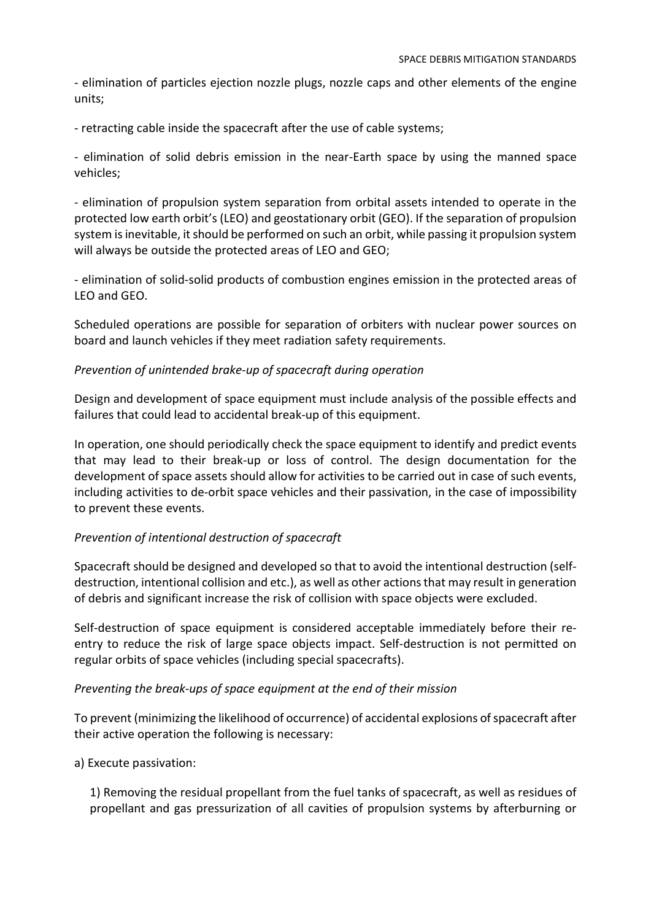- elimination of particles ejection nozzle plugs, nozzle caps and other elements of the engine units;

- retracting cable inside the spacecraft after the use of cable systems;

- elimination of solid debris emission in the near-Earth space by using the manned space vehicles;

- elimination of propulsion system separation from orbital assets intended to operate in the protected low earth orbit's (LEO) and geostationary orbit (GEO). If the separation of propulsion system is inevitable, it should be performed on such an orbit, while passing it propulsion system will always be outside the protected areas of LEO and GEO;

- elimination of solid-solid products of combustion engines emission in the protected areas of LEO and GEO.

Scheduled operations are possible for separation of orbiters with nuclear power sources on board and launch vehicles if they meet radiation safety requirements.

*Prevention of unintended brake-up of spacecraft during operation*

Design and development of space equipment must include analysis of the possible effects and failures that could lead to accidental break-up of this equipment.

In operation, one should periodically check the space equipment to identify and predict events that may lead to their break-up or loss of control. The design documentation for the development of space assets should allow for activities to be carried out in case of such events, including activities to de-orbit space vehicles and their passivation, in the case of impossibility to prevent these events.

*Prevention of intentional destruction of spacecraft*

Spacecraft should be designed and developed so that to avoid the intentional destruction (self-destruction, intentional collision and etc.), as well as other actions that may result in generation of debris and significant increase the risk of collision with space objects were excluded.

Self-destruction of space equipment is considered acceptable immediately before their re-entry to reduce the risk of large space objects impact. Self-destruction is not permitted on regular orbits of space vehicles (including special spacecrafts).

*Preventing the break-ups of space equipment at the end of their mission*

To prevent (minimizing the likelihood of occurrence) of accidental explosions of spacecraft after their active operation the following is necessary:

a) Execute passivation:

1) Removing the residual propellant from the fuel tanks of spacecraft, as well as residues of propellant and gas pressurization of all cavities of propulsion systems by afterburning or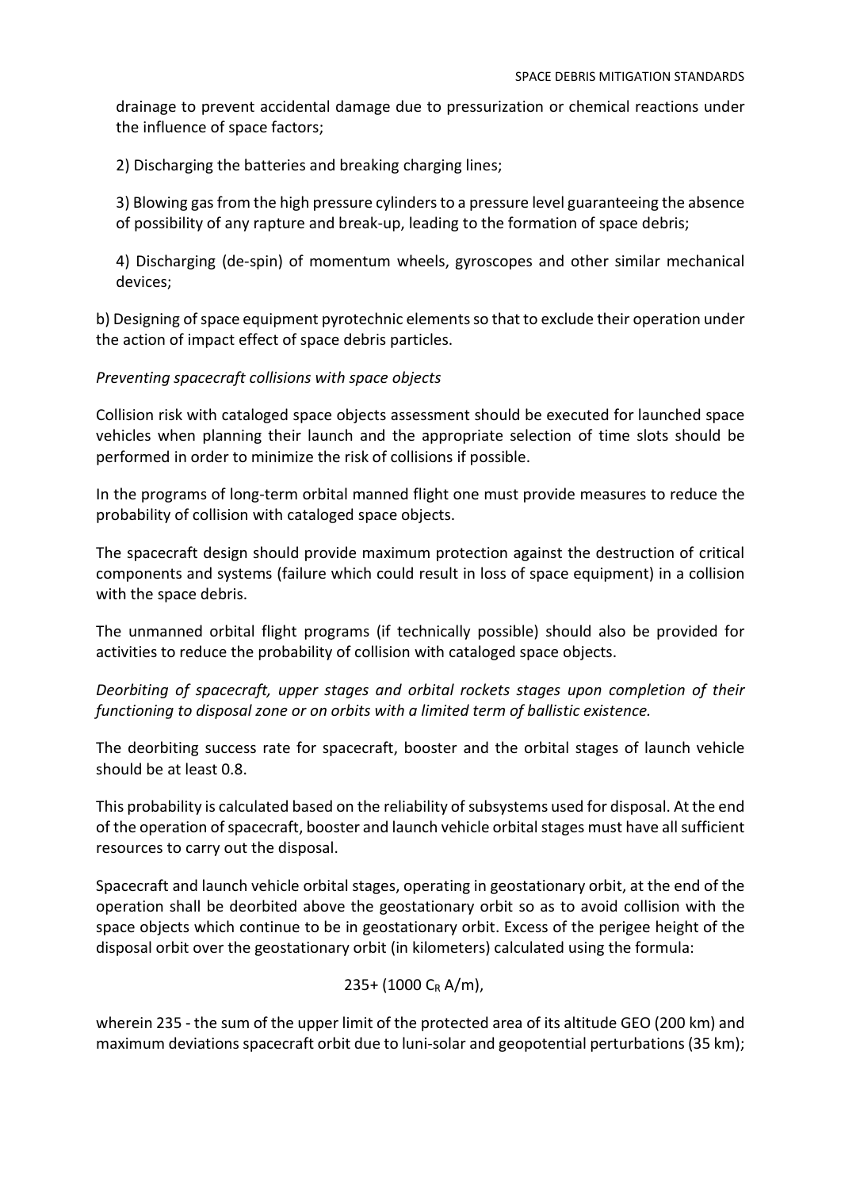drainage to prevent accidental damage due to pressurization or chemical reactions under the influence of space factors;

2) Discharging the batteries and breaking charging lines;

3) Blowing gas from the high pressure cylinders to a pressure level guaranteeing the absence of possibility of any rapture and break-up, leading to the formation of space debris;

4) Discharging (de-spin) of momentum wheels, gyroscopes and other similar mechanical devices;

b) Designing of space equipment pyrotechnic elements so that to exclude their operation under the action of impact effect of space debris particles.

*Preventing spacecraft collisions with space objects*

Collision risk with cataloged space objects assessment should be executed for launched space vehicles when planning their launch and the appropriate selection of time slots should be performed in order to minimize the risk of collisions if possible.

In the programs of long-term orbital manned flight one must provide measures to reduce the probability of collision with cataloged space objects.

The spacecraft design should provide maximum protection against the destruction of critical components and systems (failure which could result in loss of space equipment) in a collision with the space debris.

The unmanned orbital flight programs (if technically possible) should also be provided for activities to reduce the probability of collision with cataloged space objects.

*Deorbiting of spacecraft, upper stages and orbital rockets stages upon completion of their functioning to disposal zone or on orbits with a limited term of ballistic existence.*

The deorbiting success rate for spacecraft, booster and the orbital stages of launch vehicle should be at least 0.8.

This probability is calculated based on the reliability of subsystems used for disposal. At the end of the operation of spacecraft, booster and launch vehicle orbital stages must have all sufficient resources to carry out the disposal.

Spacecraft and launch vehicle orbital stages, operating in geostationary orbit, at the end of the operation shall be deorbited above the geostationary orbit so as to avoid collision with the space objects which continue to be in geostationary orbit. Excess of the perigee height of the disposal orbit over the geostationary orbit (in kilometers) calculated using the formula:

$$235 + (1000\, C_R\, A/m),$$

wherein 235 - the sum of the upper limit of the protected area of its altitude GEO (200 km) and maximum deviations spacecraft orbit due to luni-solar and geopotential perturbations (35 km);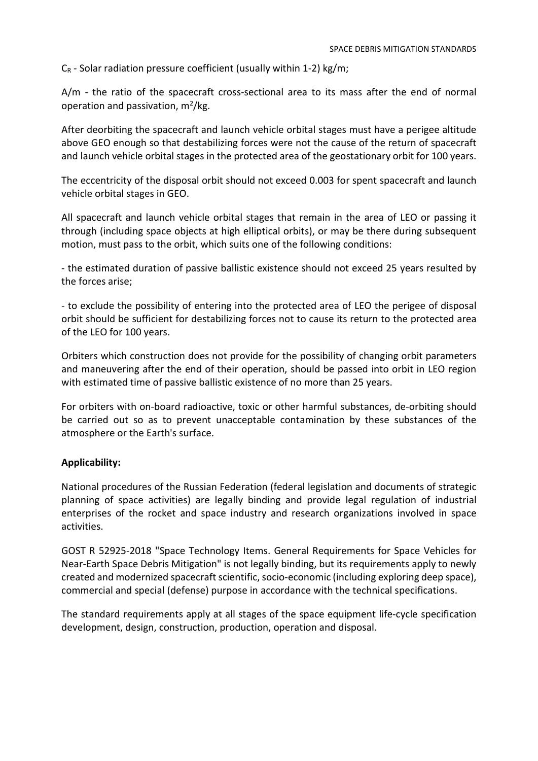$C_R$ - Solar radiation pressure coefficient (usually within 1-2) kg/m;

A/m - the ratio of the spacecraft cross-sectional area to its mass after the end of normal operation and passivation, $m^2$/kg.

After deorbiting the spacecraft and launch vehicle orbital stages must have a perigee altitude above GEO enough so that destabilizing forces were not the cause of the return of spacecraft and launch vehicle orbital stages in the protected area of the geostationary orbit for 100 years.

The eccentricity of the disposal orbit should not exceed 0.003 for spent spacecraft and launch vehicle orbital stages in GEO.

All spacecraft and launch vehicle orbital stages that remain in the area of LEO or passing it through (including space objects at high elliptical orbits), or may be there during subsequent motion, must pass to the orbit, which suits one of the following conditions:

- the estimated duration of passive ballistic existence should not exceed 25 years resulted by the forces arise;

- to exclude the possibility of entering into the protected area of LEO the perigee of disposal orbit should be sufficient for destabilizing forces not to cause its return to the protected area of the LEO for 100 years.

Orbiters which construction does not provide for the possibility of changing orbit parameters and maneuvering after the end of their operation, should be passed into orbit in LEO region with estimated time of passive ballistic existence of no more than 25 years.

For orbiters with on-board radioactive, toxic or other harmful substances, de-orbiting should be carried out so as to prevent unacceptable contamination by these substances of the atmosphere or the Earth's surface.

**Applicability:**

National procedures of the Russian Federation (federal legislation and documents of strategic planning of space activities) are legally binding and provide legal regulation of industrial enterprises of the rocket and space industry and research organizations involved in space activities.

GOST R 52925-2018 "Space Technology Items. General Requirements for Space Vehicles for Near-Earth Space Debris Mitigation" is not legally binding, but its requirements apply to newly created and modernized spacecraft scientific, socio-economic (including exploring deep space), commercial and special (defense) purpose in accordance with the technical specifications.

The standard requirements apply at all stages of the space equipment life-cycle specification development, design, construction, production, operation and disposal.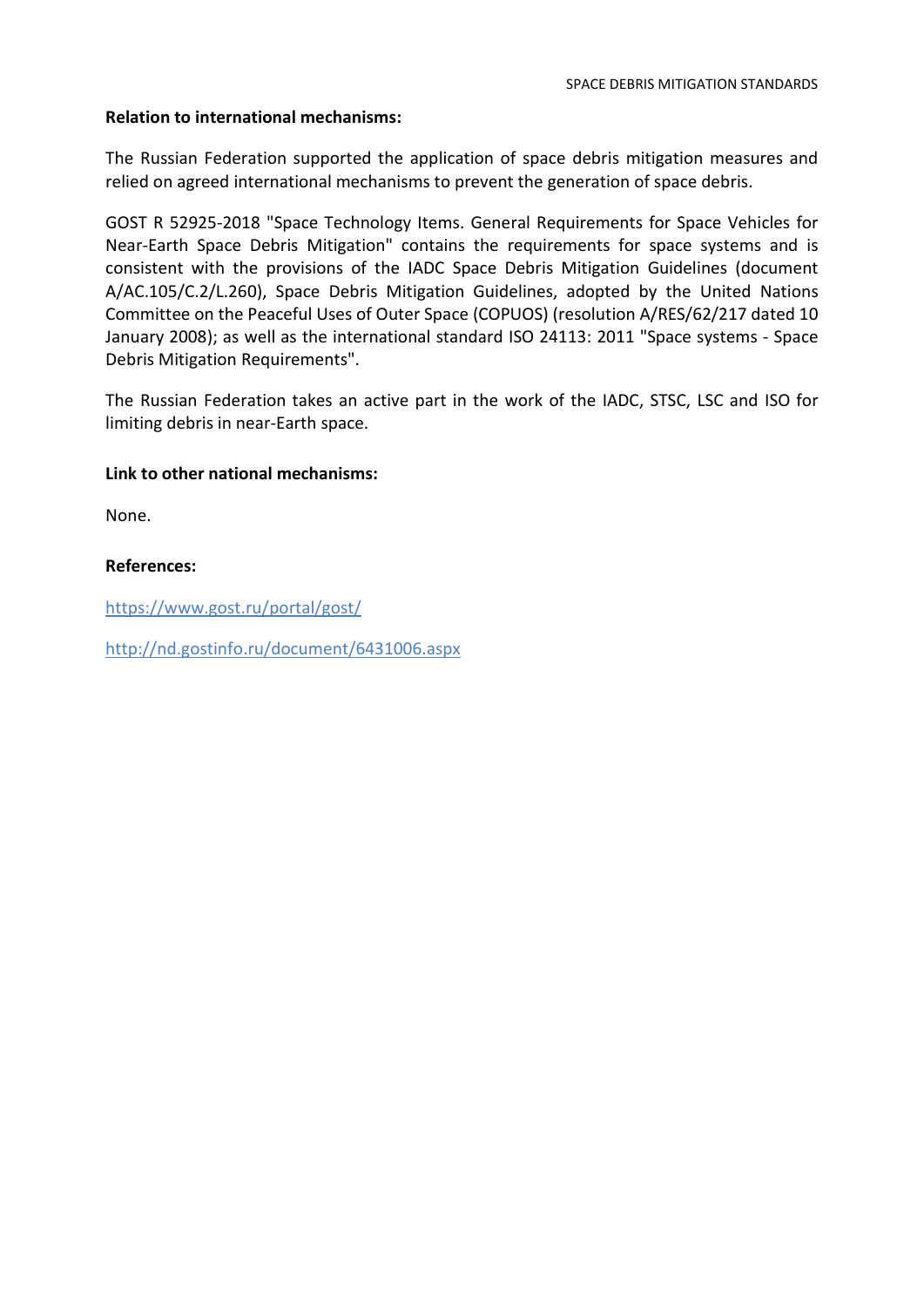**Relation to international mechanisms:**

The Russian Federation supported the application of space debris mitigation measures and relied on agreed international mechanisms to prevent the generation of space debris.

GOST R 52925-2018 "Space Technology Items. General Requirements for Space Vehicles for Near-Earth Space Debris Mitigation" contains the requirements for space systems and is consistent with the provisions of the IADC Space Debris Mitigation Guidelines (document A/AC.105/C.2/L.260), Space Debris Mitigation Guidelines, adopted by the United Nations Committee on the Peaceful Uses of Outer Space (COPUOS) (resolution A/RES/62/217 dated 10 January 2008); as well as the international standard ISO 24113: 2011 "Space systems - Space Debris Mitigation Requirements".

The Russian Federation takes an active part in the work of the IADC, STSC, LSC and ISO for limiting debris in near-Earth space.

**Link to other national mechanisms:**

None.

**References:**

https://www.gost.ru/portal/gost/

http://nd.gostinfo.ru/document/6431006.aspx